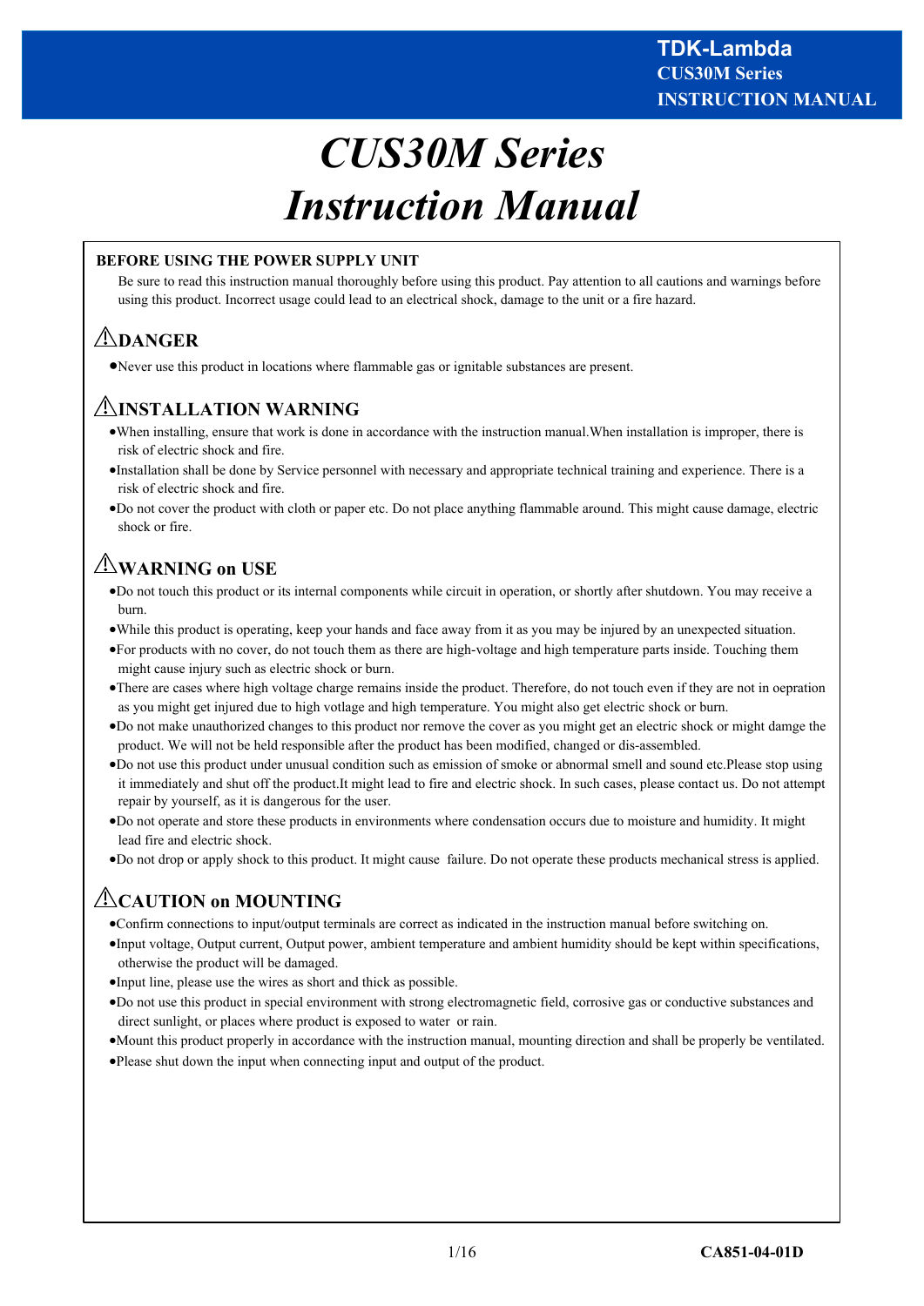# CUS30M Series
# Instruction Manual

**BEFORE USING THE POWER SUPPLY UNIT**

Be sure to read this instruction manual thoroughly before using this product. Pay attention to all cautions and warnings before using this product. Incorrect usage could lead to an electrical shock, damage to the unit or a fire hazard.

## ⚠DANGER

- Never use this product in locations where flammable gas or ignitable substances are present.

## ⚠INSTALLATION WARNING

- When installing, ensure that work is done in accordance with the instruction manual.When installation is improper, there is risk of electric shock and fire.
- Installation shall be done by Service personnel with necessary and appropriate technical training and experience. There is a risk of electric shock and fire.
- Do not cover the product with cloth or paper etc. Do not place anything flammable around. This might cause damage, electric shock or fire.

## ⚠WARNING on USE

- Do not touch this product or its internal components while circuit in operation, or shortly after shutdown. You may receive a burn.
- While this product is operating, keep your hands and face away from it as you may be injured by an unexpected situation.
- For products with no cover, do not touch them as there are high-voltage and high temperature parts inside. Touching them might cause injury such as electric shock or burn.
- There are cases where high voltage charge remains inside the product. Therefore, do not touch even if they are not in oepration as you might get injured due to high votlage and high temperature. You might also get electric shock or burn.
- Do not make unauthorized changes to this product nor remove the cover as you might get an electric shock or might damge the product. We will not be held responsible after the product has been modified, changed or dis-assembled.
- Do not use this product under unusual condition such as emission of smoke or abnormal smell and sound etc.Please stop using it immediately and shut off the product.It might lead to fire and electric shock. In such cases, please contact us. Do not attempt repair by yourself, as it is dangerous for the user.
- Do not operate and store these products in environments where condensation occurs due to moisture and humidity. It might lead fire and electric shock.
- Do not drop or apply shock to this product. It might cause failure. Do not operate these products mechanical stress is applied.

## ⚠CAUTION on MOUNTING

- Confirm connections to input/output terminals are correct as indicated in the instruction manual before switching on.
- Input voltage, Output current, Output power, ambient temperature and ambient humidity should be kept within specifications, otherwise the product will be damaged.
- Input line, please use the wires as short and thick as possible.
- Do not use this product in special environment with strong electromagnetic field, corrosive gas or conductive substances and direct sunlight, or places where product is exposed to water or rain.
- Mount this product properly in accordance with the instruction manual, mounting direction and shall be properly be ventilated.
- Please shut down the input when connecting input and output of the product.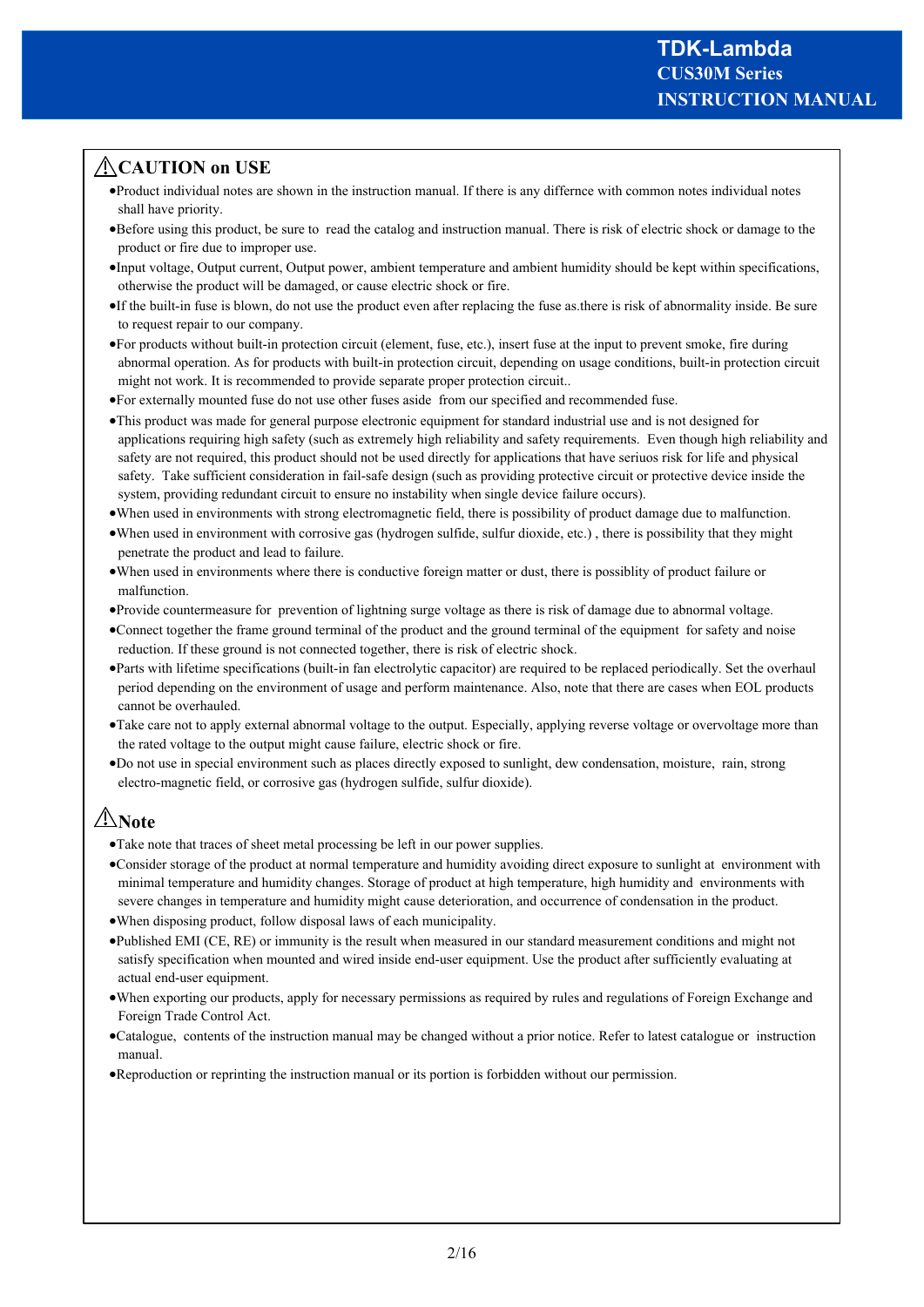## ⚠CAUTION on USE

- Product individual notes are shown in the instruction manual. If there is any differnce with common notes individual notes shall have priority.
- Before using this product, be sure to read the catalog and instruction manual. There is risk of electric shock or damage to the product or fire due to improper use.
- Input voltage, Output current, Output power, ambient temperature and ambient humidity should be kept within specifications, otherwise the product will be damaged, or cause electric shock or fire.
- If the built-in fuse is blown, do not use the product even after replacing the fuse as.there is risk of abnormality inside. Be sure to request repair to our company.
- For products without built-in protection circuit (element, fuse, etc.), insert fuse at the input to prevent smoke, fire during abnormal operation. As for products with built-in protection circuit, depending on usage conditions, built-in protection circuit might not work. It is recommended to provide separate proper protection circuit..
- For externally mounted fuse do not use other fuses aside from our specified and recommended fuse.
- This product was made for general purpose electronic equipment for standard industrial use and is not designed for applications requiring high safety (such as extremely high reliability and safety requirements. Even though high reliability and safety are not required, this product should not be used directly for applications that have seriuos risk for life and physical safety. Take sufficient consideration in fail-safe design (such as providing protective circuit or protective device inside the system, providing redundant circuit to ensure no instability when single device failure occurs).
- When used in environments with strong electromagnetic field, there is possibility of product damage due to malfunction.
- When used in environment with corrosive gas (hydrogen sulfide, sulfur dioxide, etc.) , there is possibility that they might penetrate the product and lead to failure.
- When used in environments where there is conductive foreign matter or dust, there is possiblity of product failure or malfunction.
- Provide countermeasure for prevention of lightning surge voltage as there is risk of damage due to abnormal voltage.
- Connect together the frame ground terminal of the product and the ground terminal of the equipment for safety and noise reduction. If these ground is not connected together, there is risk of electric shock.
- Parts with lifetime specifications (built-in fan electrolytic capacitor) are required to be replaced periodically. Set the overhaul period depending on the environment of usage and perform maintenance. Also, note that there are cases when EOL products cannot be overhauled.
- Take care not to apply external abnormal voltage to the output. Especially, applying reverse voltage or overvoltage more than the rated voltage to the output might cause failure, electric shock or fire.
- Do not use in special environment such as places directly exposed to sunlight, dew condensation, moisture, rain, strong electro-magnetic field, or corrosive gas (hydrogen sulfide, sulfur dioxide).

## ⚠Note

- Take note that traces of sheet metal processing be left in our power supplies.
- Consider storage of the product at normal temperature and humidity avoiding direct exposure to sunlight at environment with minimal temperature and humidity changes. Storage of product at high temperature, high humidity and environments with severe changes in temperature and humidity might cause deterioration, and occurrence of condensation in the product.
- When disposing product, follow disposal laws of each municipality.
- Published EMI (CE, RE) or immunity is the result when measured in our standard measurement conditions and might not satisfy specification when mounted and wired inside end-user equipment. Use the product after sufficiently evaluating at actual end-user equipment.
- When exporting our products, apply for necessary permissions as required by rules and regulations of Foreign Exchange and Foreign Trade Control Act.
- Catalogue, contents of the instruction manual may be changed without a prior notice. Refer to latest catalogue or instruction manual.
- Reproduction or reprinting the instruction manual or its portion is forbidden without our permission.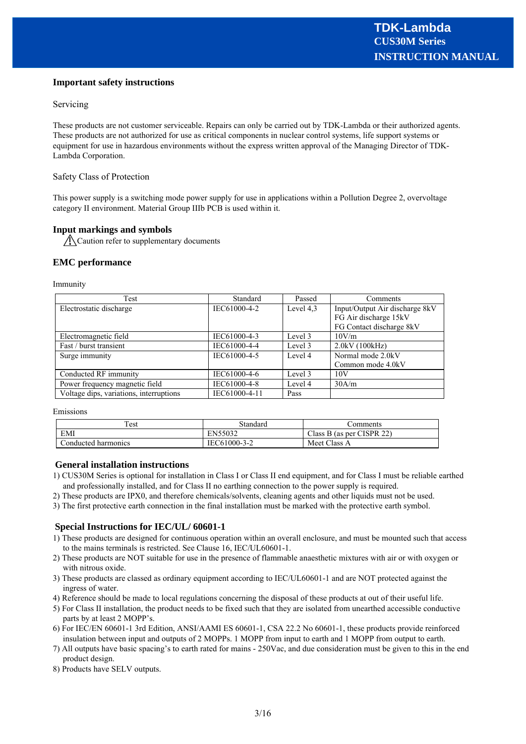## Important safety instructions

Servicing

These products are not customer serviceable. Repairs can only be carried out by TDK-Lambda or their authorized agents. These products are not authorized for use as critical components in nuclear control systems, life support systems or equipment for use in hazardous environments without the express written approval of the Managing Director of TDK-Lambda Corporation.

Safety Class of Protection

This power supply is a switching mode power supply for use in applications within a Pollution Degree 2, overvoltage category II environment. Material Group IIIb PCB is used within it.

## Input markings and symbols

⚠ Caution refer to supplementary documents

## EMC performance

Immunity

| Test | Standard | Passed | Comments |
|---|---|---|---|
| Electrostatic discharge | IEC61000-4-2 | Level 4,3 | Input/Output Air discharge 8kV<br>FG Air discharge 15kV<br>FG Contact discharge 8kV |
| Electromagnetic field | IEC61000-4-3 | Level 3 | 10V/m |
| Fast / burst transient | IEC61000-4-4 | Level 3 | 2.0kV (100kHz) |
| Surge immunity | IEC61000-4-5 | Level 4 | Normal mode 2.0kV<br>Common mode 4.0kV |
| Conducted RF immunity | IEC61000-4-6 | Level 3 | 10V |
| Power frequency magnetic field | IEC61000-4-8 | Level 4 | 30A/m |
| Voltage dips, variations, interruptions | IEC61000-4-11 | Pass | |

Emissions

| Test | Standard | Comments |
|---|---|---|
| EMI | EN55032 | Class B (as per CISPR 22) |
| Conducted harmonics | IEC61000-3-2 | Meet Class A |

## General installation instructions

1) CUS30M Series is optional for installation in Class I or Class II end equipment, and for Class I must be reliable earthed and professionally installed, and for Class II no earthing connection to the power supply is required.
2) These products are IPX0, and therefore chemicals/solvents, cleaning agents and other liquids must not be used.
3) The first protective earth connection in the final installation must be marked with the protective earth symbol.

## Special Instructions for IEC/UL/ 60601-1

1) These products are designed for continuous operation within an overall enclosure, and must be mounted such that access to the mains terminals is restricted. See Clause 16, IEC/UL60601-1.
2) These products are NOT suitable for use in the presence of flammable anaesthetic mixtures with air or with oxygen or with nitrous oxide.
3) These products are classed as ordinary equipment according to IEC/UL60601-1 and are NOT protected against the ingress of water.
4) Reference should be made to local regulations concerning the disposal of these products at out of their useful life.
5) For Class II installation, the product needs to be fixed such that they are isolated from unearthed accessible conductive parts by at least 2 MOPP's.
6) For IEC/EN 60601-1 3rd Edition, ANSI/AAMI ES 60601-1, CSA 22.2 No 60601-1, these products provide reinforced insulation between input and outputs of 2 MOPPs. 1 MOPP from input to earth and 1 MOPP from output to earth.
7) All outputs have basic spacing's to earth rated for mains - 250Vac, and due consideration must be given to this in the end product design.
8) Products have SELV outputs.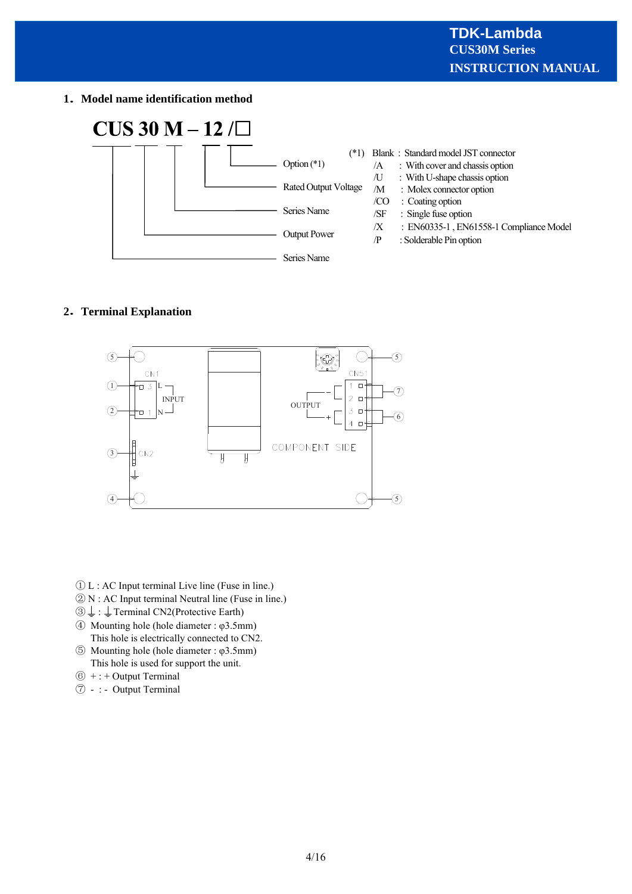## 1. Model name identification method

**CUS 30 M – 12 /□**

- Series Name: CUS
- Output Power: 30
- Series Name: M
- Rated Output Voltage: 12
- Option (*1): □

(*1)

| Option | Description |
|---|---|
| Blank | : Standard model JST connector |
| /A | : With cover and chassis option |
| /U | : With U-shape chassis option |
| /M | : Molex connector option |
| /CO | : Coating option |
| /SF | : Single fuse option |
| /X | : EN60335-1 , EN61558-1 Compliance Model |
| /P | : Solderable Pin option |

## 2. Terminal Explanation

① L : AC Input terminal Live line (Fuse in line.)
② N : AC Input terminal Neutral line (Fuse in line.)
③ ⏚ : ⏚ Terminal CN2(Protective Earth)
④ Mounting hole (hole diameter : φ3.5mm)
This hole is electrically connected to CN2.
⑤ Mounting hole (hole diameter : φ3.5mm)
This hole is used for support the unit.
⑥ + : + Output Terminal
⑦ - : - Output Terminal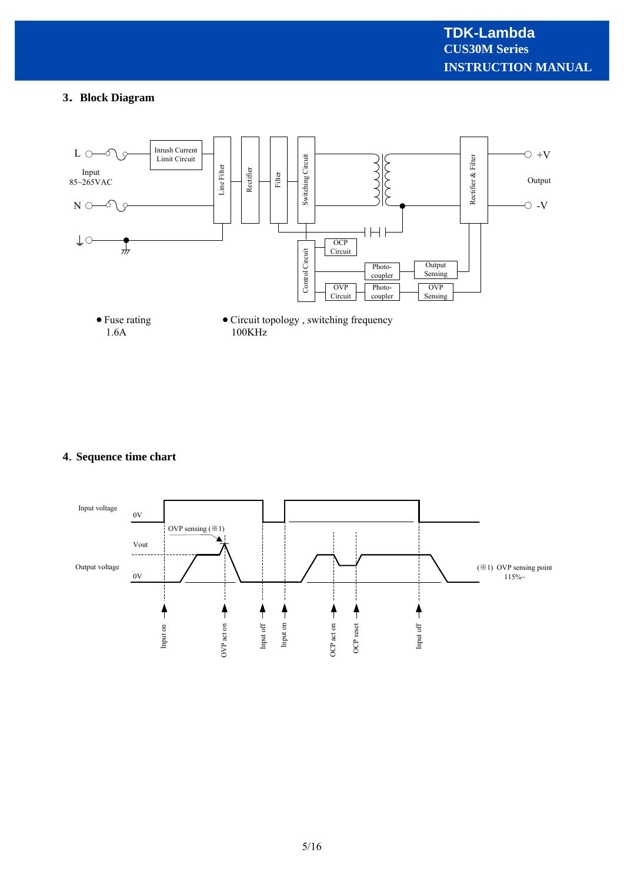## 3．Block Diagram

- Fuse rating
  1.6A
- Circuit topology , switching frequency
  100KHz

## 4．Sequence time chart

(※1) OVP sensing point 115%~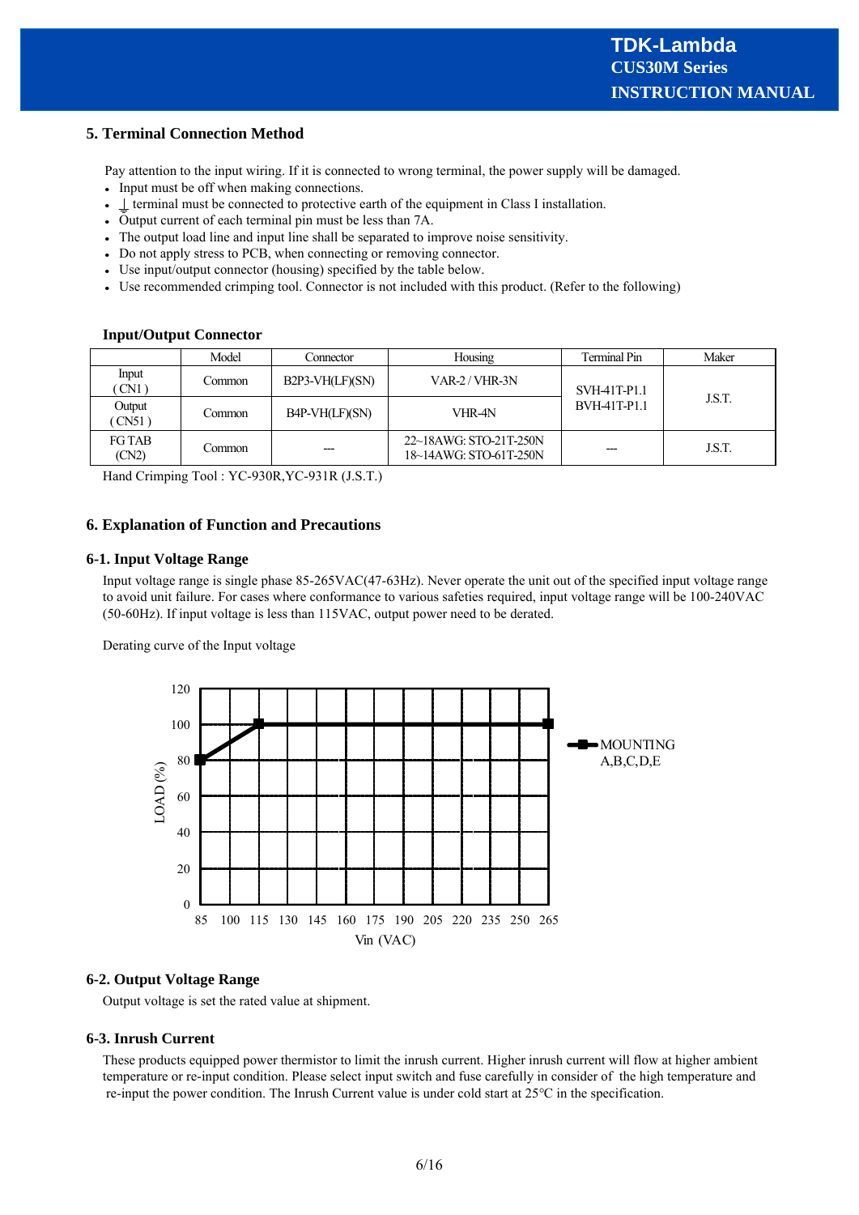## 5. Terminal Connection Method

Pay attention to the input wiring. If it is connected to wrong terminal, the power supply will be damaged.

- Input must be off when making connections.
- ⏚ terminal must be connected to protective earth of the equipment in Class I installation.
- Output current of each terminal pin must be less than 7A.
- The output load line and input line shall be separated to improve noise sensitivity.
- Do not apply stress to PCB, when connecting or removing connector.
- Use input/output connector (housing) specified by the table below.
- Use recommended crimping tool. Connector is not included with this product. (Refer to the following)

**Input/Output Connector**

| | Model | Connector | Housing | Terminal Pin | Maker |
|---|---|---|---|---|---|
| Input ( CN1 ) | Common | B2P3-VH(LF)(SN) | VAR-2 / VHR-3N | SVH-41T-P1.1 BVH-41T-P1.1 | J.S.T. |
| Output ( CN51 ) | Common | B4P-VH(LF)(SN) | VHR-4N | | |
| FG TAB (CN2) | Common | --- | 22~18AWG: STO-21T-250N 18~14AWG: STO-61T-250N | --- | J.S.T. |

Hand Crimping Tool : YC-930R,YC-931R (J.S.T.)

## 6. Explanation of Function and Precautions

### 6-1. Input Voltage Range

Input voltage range is single phase 85-265VAC(47-63Hz). Never operate the unit out of the specified input voltage range to avoid unit failure. For cases where conformance to various safeties required, input voltage range will be 100-240VAC (50-60Hz). If input voltage is less than 115VAC, output power need to be derated.

Derating curve of the Input voltage

| Vin (VAC) | LOAD (%) MOUNTING A,B,C,D,E |
|---|---|
| 85 | 80 |
| 115 | 100 |
| 265 | 100 |

### 6-2. Output Voltage Range

Output voltage is set the rated value at shipment.

### 6-3. Inrush Current

These products equipped power thermistor to limit the inrush current. Higher inrush current will flow at higher ambient temperature or re-input condition. Please select input switch and fuse carefully in consider of the high temperature and re-input the power condition. The Inrush Current value is under cold start at 25°C in the specification.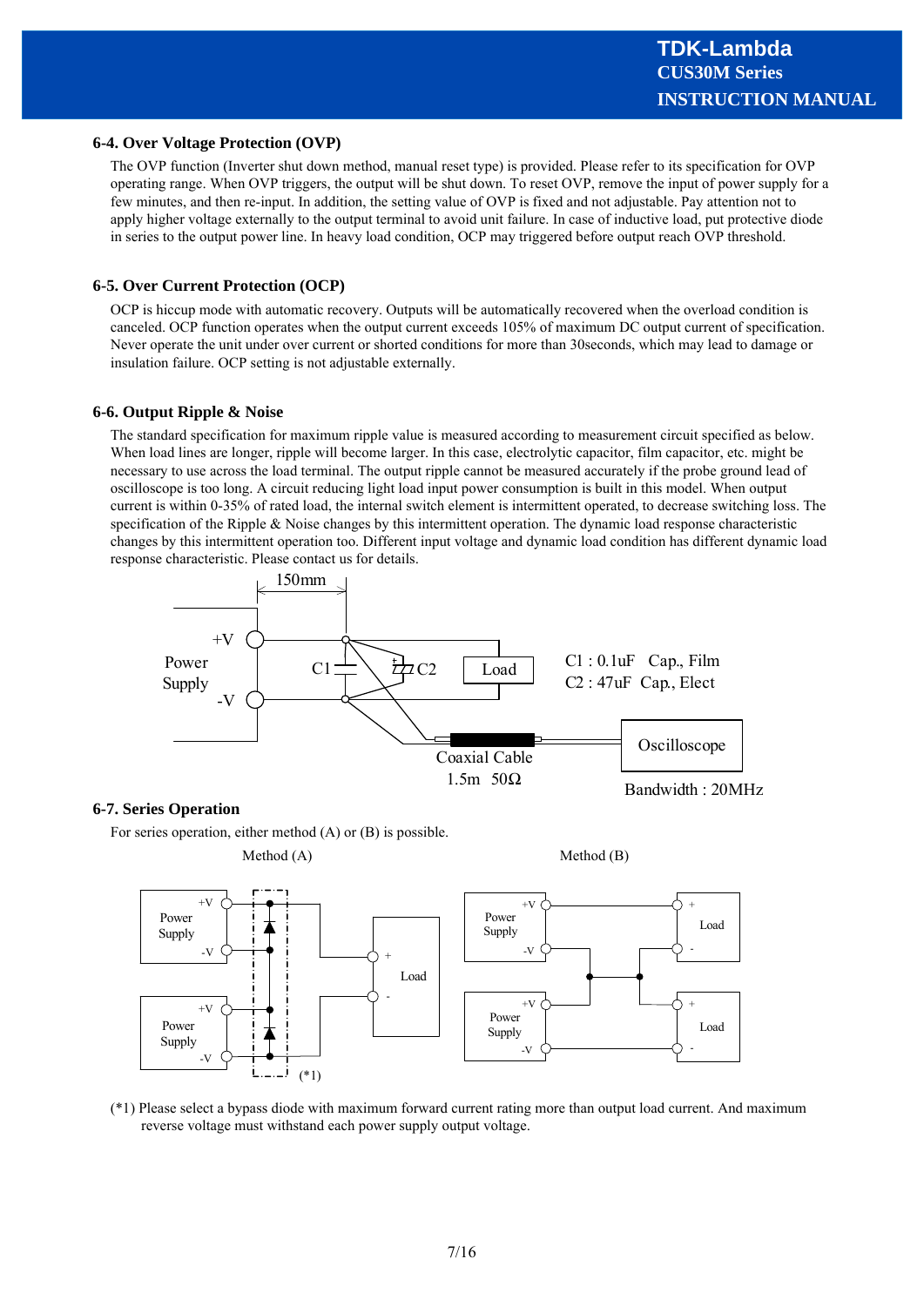### 6-4. Over Voltage Protection (OVP)

The OVP function (Inverter shut down method, manual reset type) is provided. Please refer to its specification for OVP operating range. When OVP triggers, the output will be shut down. To reset OVP, remove the input of power supply for a few minutes, and then re-input. In addition, the setting value of OVP is fixed and not adjustable. Pay attention not to apply higher voltage externally to the output terminal to avoid unit failure. In case of inductive load, put protective diode in series to the output power line. In heavy load condition, OCP may triggered before output reach OVP threshold.

### 6-5. Over Current Protection (OCP)

OCP is hiccup mode with automatic recovery. Outputs will be automatically recovered when the overload condition is canceled. OCP function operates when the output current exceeds 105% of maximum DC output current of specification. Never operate the unit under over current or shorted conditions for more than 30seconds, which may lead to damage or insulation failure. OCP setting is not adjustable externally.

### 6-6. Output Ripple & Noise

The standard specification for maximum ripple value is measured according to measurement circuit specified as below. When load lines are longer, ripple will become larger. In this case, electrolytic capacitor, film capacitor, etc. might be necessary to use across the load terminal. The output ripple cannot be measured accurately if the probe ground lead of oscilloscope is too long. A circuit reducing light load input power consumption is built in this model. When output current is within 0-35% of rated load, the internal switch element is intermittent operated, to decrease switching loss. The specification of the Ripple & Noise changes by this intermittent operation. The dynamic load response characteristic changes by this intermittent operation too. Different input voltage and dynamic load condition has different dynamic load response characteristic. Please contact us for details.

150mm

Power Supply +V -V C1 C2 Load

C1 : 0.1uF Cap., Film
C2 : 47uF Cap., Elect

Coaxial Cable 1.5m 50Ω

Oscilloscope

Bandwidth : 20MHz

### 6-7. Series Operation

For series operation, either method (A) or (B) is possible.

Method (A) Method (B)

(*1) Please select a bypass diode with maximum forward current rating more than output load current. And maximum reverse voltage must withstand each power supply output voltage.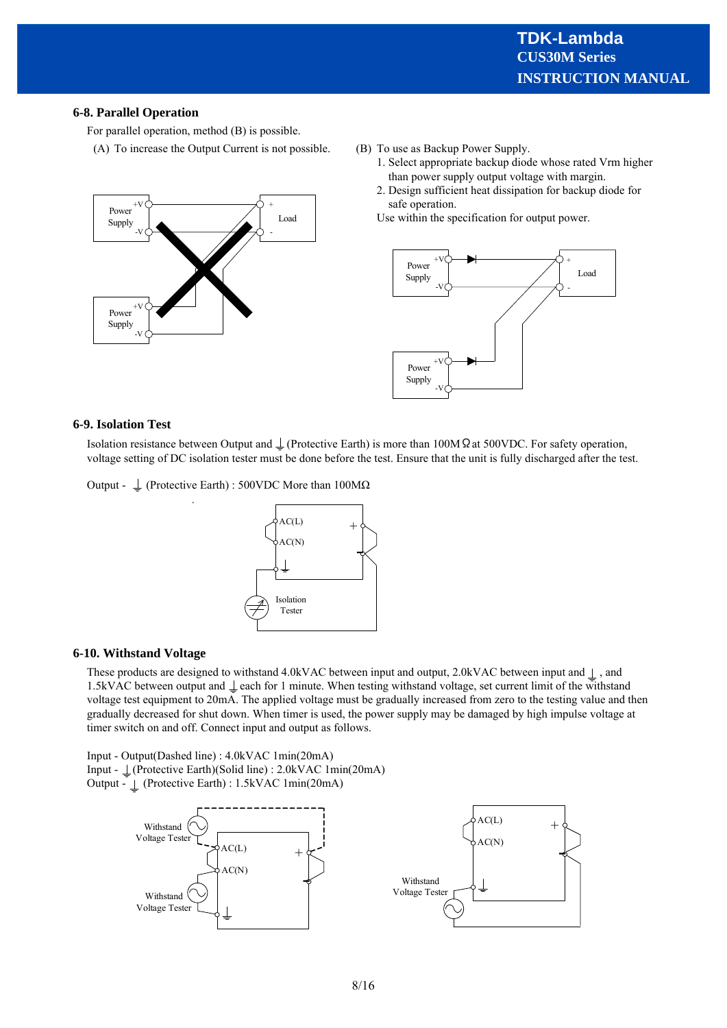## 6-8. Parallel Operation

For parallel operation, method (B) is possible.

(A) To increase the Output Current is not possible.

(B) To use as Backup Power Supply.

1. Select appropriate backup diode whose rated Vrm higher than power supply output voltage with margin.
2. Design sufficient heat dissipation for backup diode for safe operation.

Use within the specification for output power.

## 6-9. Isolation Test

Isolation resistance between Output and ⏚ (Protective Earth) is more than 100MΩ at 500VDC. For safety operation, voltage setting of DC isolation tester must be done before the test. Ensure that the unit is fully discharged after the test.

Output - ⏚ (Protective Earth) : 500VDC More than 100MΩ

## 6-10. Withstand Voltage

These products are designed to withstand 4.0kVAC between input and output, 2.0kVAC between input and ⏚ , and 1.5kVAC between output and ⏚ each for 1 minute. When testing withstand voltage, set current limit of the withstand voltage test equipment to 20mA. The applied voltage must be gradually increased from zero to the testing value and then gradually decreased for shut down. When timer is used, the power supply may be damaged by high impulse voltage at timer switch on and off. Connect input and output as follows.

Input - Output(Dashed line) : 4.0kVAC 1min(20mA)
Input - ⏚ (Protective Earth)(Solid line) : 2.0kVAC 1min(20mA)
Output - ⏚ (Protective Earth) : 1.5kVAC 1min(20mA)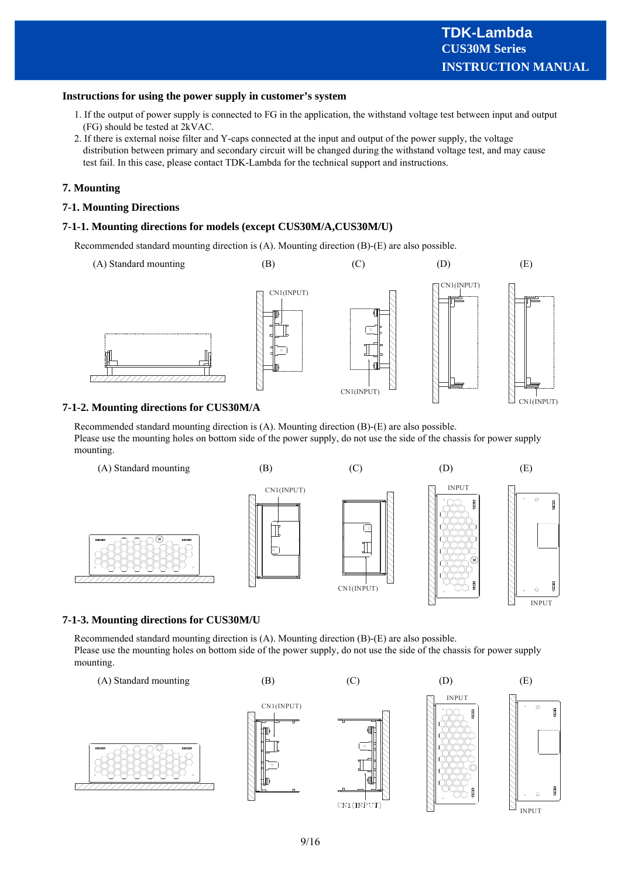**Instructions for using the power supply in customer's system**

1. If the output of power supply is connected to FG in the application, the withstand voltage test between input and output (FG) should be tested at 2kVAC.
2. If there is external noise filter and Y-caps connected at the input and output of the power supply, the voltage distribution between primary and secondary circuit will be changed during the withstand voltage test, and may cause test fail. In this case, please contact TDK-Lambda for the technical support and instructions.

## 7. Mounting

### 7-1. Mounting Directions

#### 7-1-1. Mounting directions for models (except CUS30M/A,CUS30M/U)

Recommended standard mounting direction is (A). Mounting direction (B)-(E) are also possible.

(A) Standard mounting (B) (C) (D) (E)

CN1(INPUT) CN1(INPUT) CN1(INPUT) CN1(INPUT)

#### 7-1-2. Mounting directions for CUS30M/A

Recommended standard mounting direction is (A). Mounting direction (B)-(E) are also possible.
Please use the mounting holes on bottom side of the power supply, do not use the side of the chassis for power supply mounting.

(A) Standard mounting (B) (C) (D) (E)

CN1(INPUT) CN1(INPUT) INPUT INPUT

#### 7-1-3. Mounting directions for CUS30M/U

Recommended standard mounting direction is (A). Mounting direction (B)-(E) are also possible.
Please use the mounting holes on bottom side of the power supply, do not use the side of the chassis for power supply mounting.

(A) Standard mounting (B) (C) (D) (E)

CN1(INPUT) CN1(INPUT) INPUT INPUT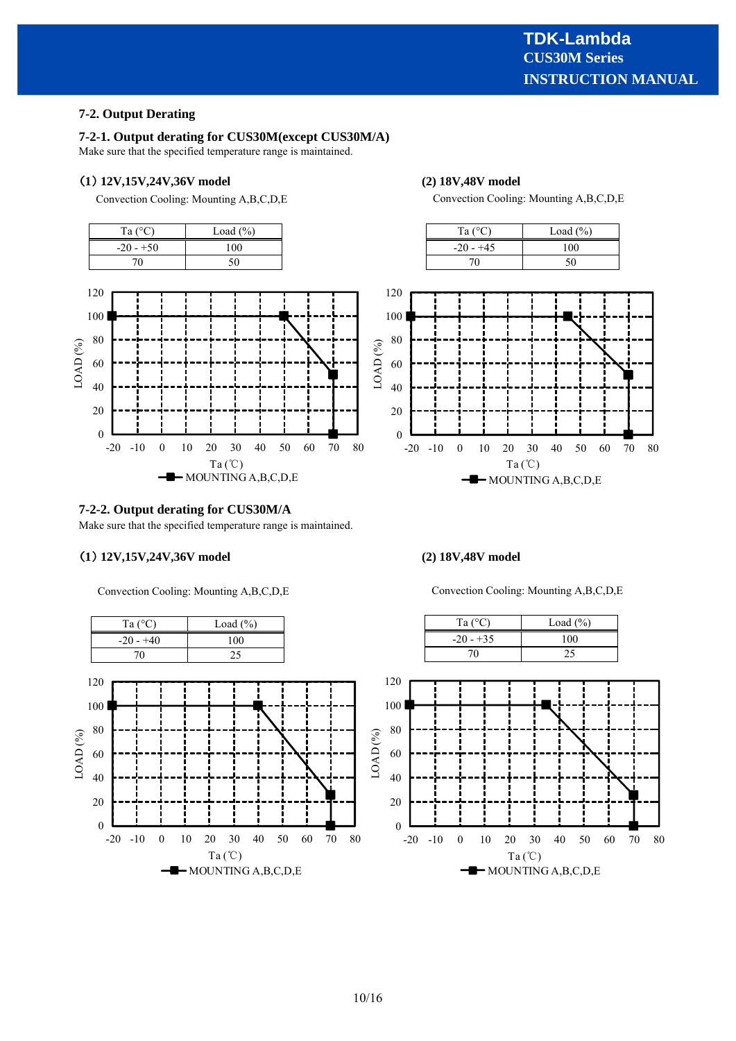## 7-2. Output Derating

### 7-2-1. Output derating for CUS30M(except CUS30M/A)

Make sure that the specified temperature range is maintained.

#### (1) 12V,15V,24V,36V model

Convection Cooling: Mounting A,B,C,D,E

| Ta (°C) | Load (%) |
|---|---|
| -20 - +50 | 100 |
| 70 | 50 |

#### (2) 18V,48V model

Convection Cooling: Mounting A,B,C,D,E

| Ta (°C) | Load (%) |
|---|---|
| -20 - +45 | 100 |
| 70 | 50 |

### 7-2-2. Output derating for CUS30M/A

Make sure that the specified temperature range is maintained.

#### (1) 12V,15V,24V,36V model

Convection Cooling: Mounting A,B,C,D,E

| Ta (°C) | Load (%) |
|---|---|
| -20 - +40 | 100 |
| 70 | 25 |

#### (2) 18V,48V model

Convection Cooling: Mounting A,B,C,D,E

| Ta (°C) | Load (%) |
|---|---|
| -20 - +35 | 100 |
| 70 | 25 |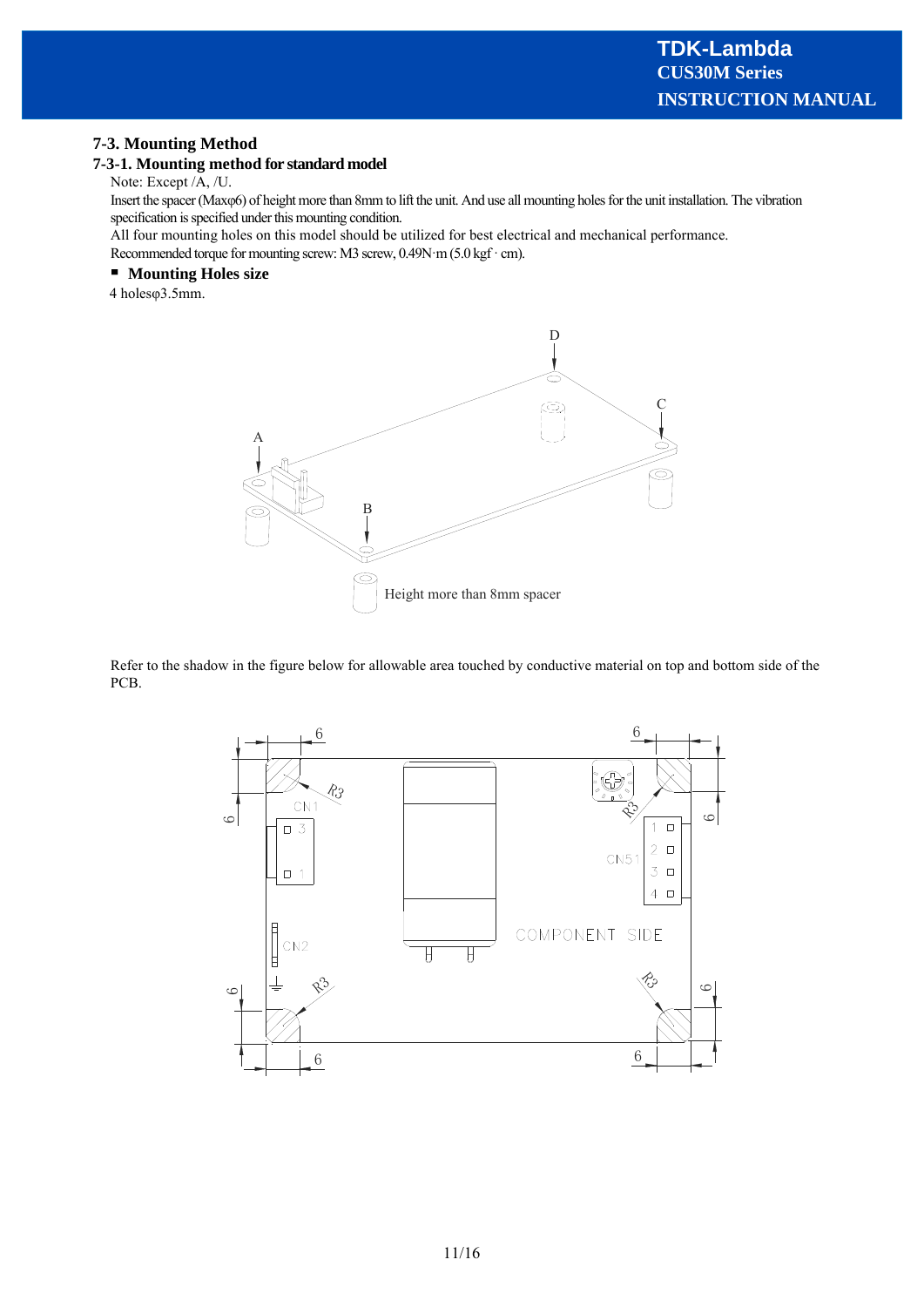## 7-3. Mounting Method

### 7-3-1. Mounting method for standard model

Note: Except /A, /U.

Insert the spacer (Maxφ6) of height more than 8mm to lift the unit. And use all mounting holes for the unit installation. The vibration specification is specified under this mounting condition.

All four mounting holes on this model should be utilized for best electrical and mechanical performance.

Recommended torque for mounting screw: M3 screw, 0.49N·m (5.0 kgf · cm).

- **Mounting Holes size**

4 holesφ3.5mm.

Refer to the shadow in the figure below for allowable area touched by conductive material on top and bottom side of the PCB.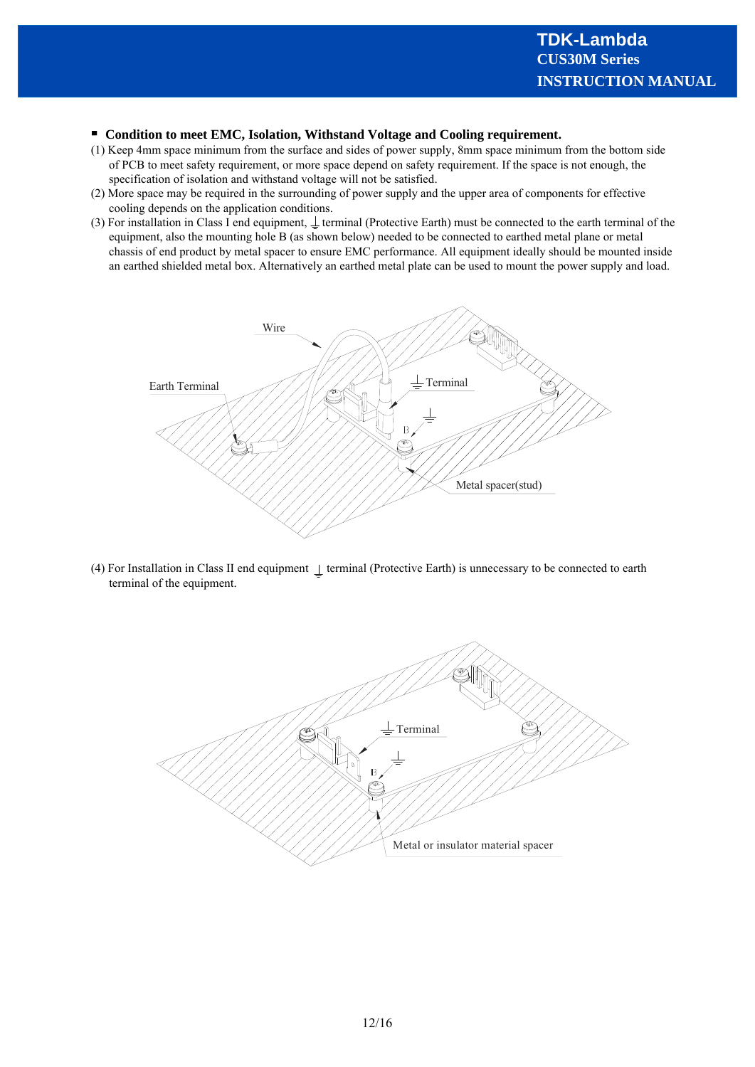## ▪ Condition to meet EMC, Isolation, Withstand Voltage and Cooling requirement.

(1) Keep 4mm space minimum from the surface and sides of power supply, 8mm space minimum from the bottom side of PCB to meet safety requirement, or more space depend on safety requirement. If the space is not enough, the specification of isolation and withstand voltage will not be satisfied.

(2) More space may be required in the surrounding of power supply and the upper area of components for effective cooling depends on the application conditions.

(3) For installation in Class I end equipment, ⏚ terminal (Protective Earth) must be connected to the earth terminal of the equipment, also the mounting hole B (as shown below) needed to be connected to earthed metal plane or metal chassis of end product by metal spacer to ensure EMC performance. All equipment ideally should be mounted inside an earthed shielded metal box. Alternatively an earthed metal plate can be used to mount the power supply and load.

(4) For Installation in Class II end equipment ⏚ terminal (Protective Earth) is unnecessary to be connected to earth terminal of the equipment.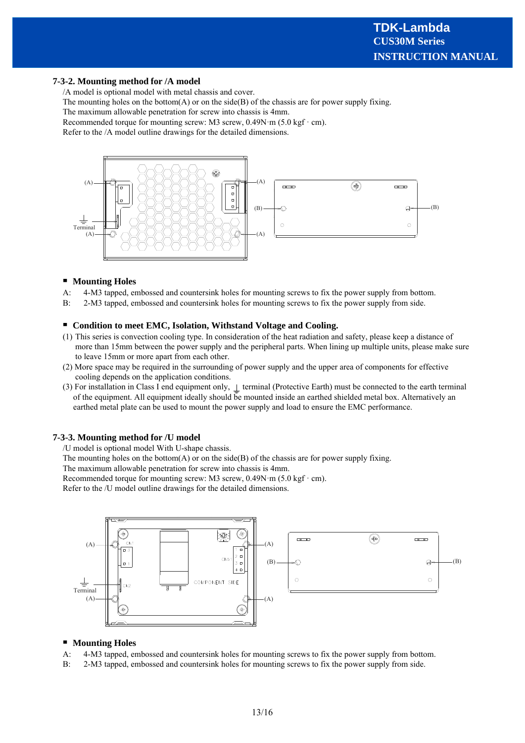### 7-3-2. Mounting method for /A model

/A model is optional model with metal chassis and cover.
The mounting holes on the bottom(A) or on the side(B) of the chassis are for power supply fixing.
The maximum allowable penetration for screw into chassis is 4mm.
Recommended torque for mounting screw: M3 screw, 0.49N·m (5.0 kgf · cm).
Refer to the /A model outline drawings for the detailed dimensions.

- **Mounting Holes**

A: 4-M3 tapped, embossed and countersink holes for mounting screws to fix the power supply from bottom.
B: 2-M3 tapped, embossed and countersink holes for mounting screws to fix the power supply from side.

- **Condition to meet EMC, Isolation, Withstand Voltage and Cooling.**

(1) This series is convection cooling type. In consideration of the heat radiation and safety, please keep a distance of more than 15mm between the power supply and the peripheral parts. When lining up multiple units, please make sure to leave 15mm or more apart from each other.
(2) More space may be required in the surrounding of power supply and the upper area of components for effective cooling depends on the application conditions.
(3) For installation in Class I end equipment only, ⏚ terminal (Protective Earth) must be connected to the earth terminal of the equipment. All equipment ideally should be mounted inside an earthed shielded metal box. Alternatively an earthed metal plate can be used to mount the power supply and load to ensure the EMC performance.

### 7-3-3. Mounting method for /U model

/U model is optional model With U-shape chassis.
The mounting holes on the bottom(A) or on the side(B) of the chassis are for power supply fixing.
The maximum allowable penetration for screw into chassis is 4mm.
Recommended torque for mounting screw: M3 screw, 0.49N·m (5.0 kgf · cm).
Refer to the /U model outline drawings for the detailed dimensions.

- **Mounting Holes**

A: 4-M3 tapped, embossed and countersink holes for mounting screws to fix the power supply from bottom.
B: 2-M3 tapped, embossed and countersink holes for mounting screws to fix the power supply from side.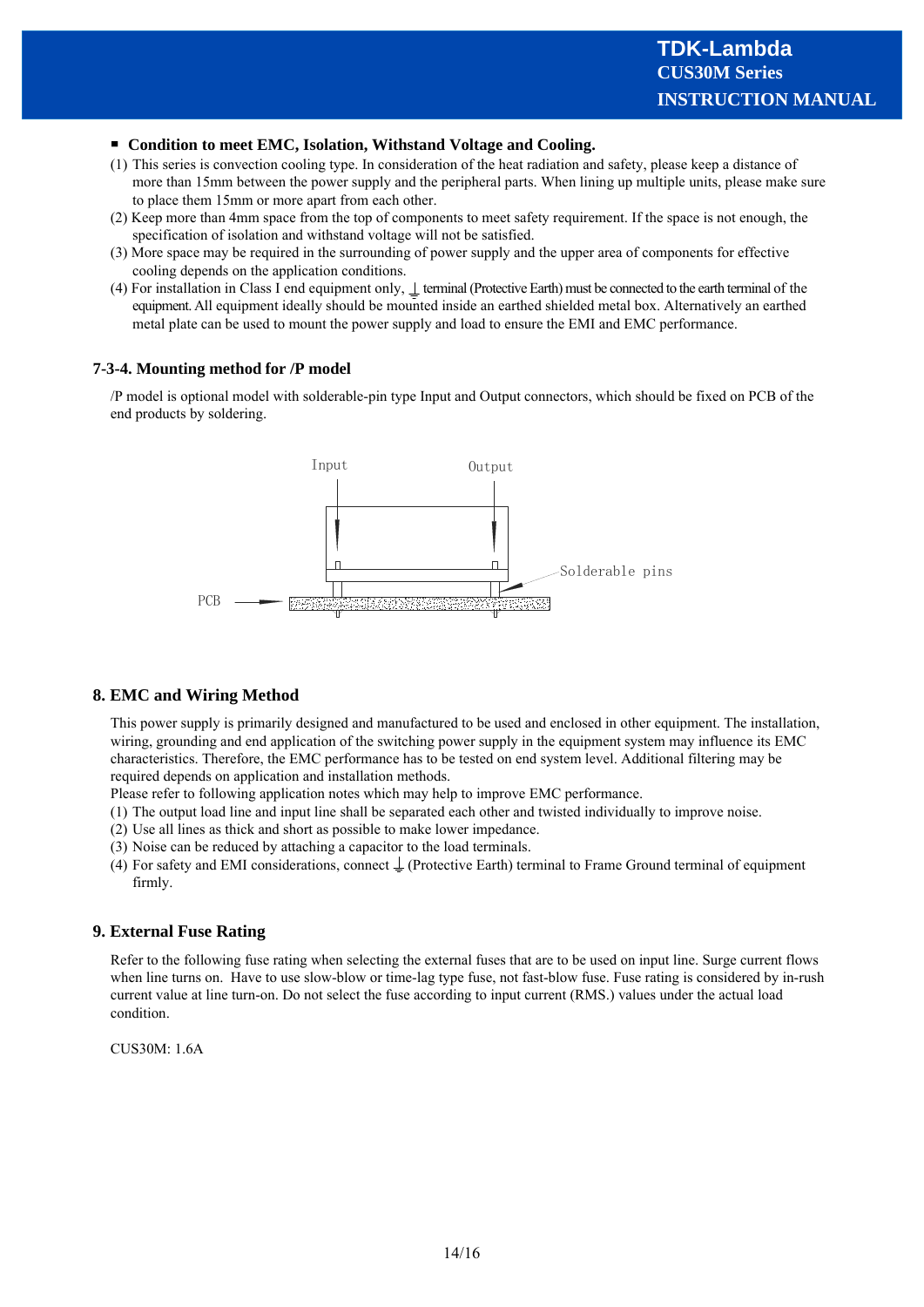- **Condition to meet EMC, Isolation, Withstand Voltage and Cooling.**

(1) This series is convection cooling type. In consideration of the heat radiation and safety, please keep a distance of more than 15mm between the power supply and the peripheral parts. When lining up multiple units, please make sure to place them 15mm or more apart from each other.

(2) Keep more than 4mm space from the top of components to meet safety requirement. If the space is not enough, the specification of isolation and withstand voltage will not be satisfied.

(3) More space may be required in the surrounding of power supply and the upper area of components for effective cooling depends on the application conditions.

(4) For installation in Class I end equipment only, ⏚ terminal (Protective Earth) must be connected to the earth terminal of the equipment. All equipment ideally should be mounted inside an earthed shielded metal box. Alternatively an earthed metal plate can be used to mount the power supply and load to ensure the EMI and EMC performance.

### 7-3-4. Mounting method for /P model

/P model is optional model with solderable-pin type Input and Output connectors, which should be fixed on PCB of the end products by soldering.

Input Output

Solderable pins

PCB

## 8. EMC and Wiring Method

This power supply is primarily designed and manufactured to be used and enclosed in other equipment. The installation, wiring, grounding and end application of the switching power supply in the equipment system may influence its EMC characteristics. Therefore, the EMC performance has to be tested on end system level. Additional filtering may be required depends on application and installation methods.

Please refer to following application notes which may help to improve EMC performance.

(1) The output load line and input line shall be separated each other and twisted individually to improve noise.

(2) Use all lines as thick and short as possible to make lower impedance.

(3) Noise can be reduced by attaching a capacitor to the load terminals.

(4) For safety and EMI considerations, connect ⏚ (Protective Earth) terminal to Frame Ground terminal of equipment firmly.

## 9. External Fuse Rating

Refer to the following fuse rating when selecting the external fuses that are to be used on input line. Surge current flows when line turns on. Have to use slow-blow or time-lag type fuse, not fast-blow fuse. Fuse rating is considered by in-rush current value at line turn-on. Do not select the fuse according to input current (RMS.) values under the actual load condition.

CUS30M: 1.6A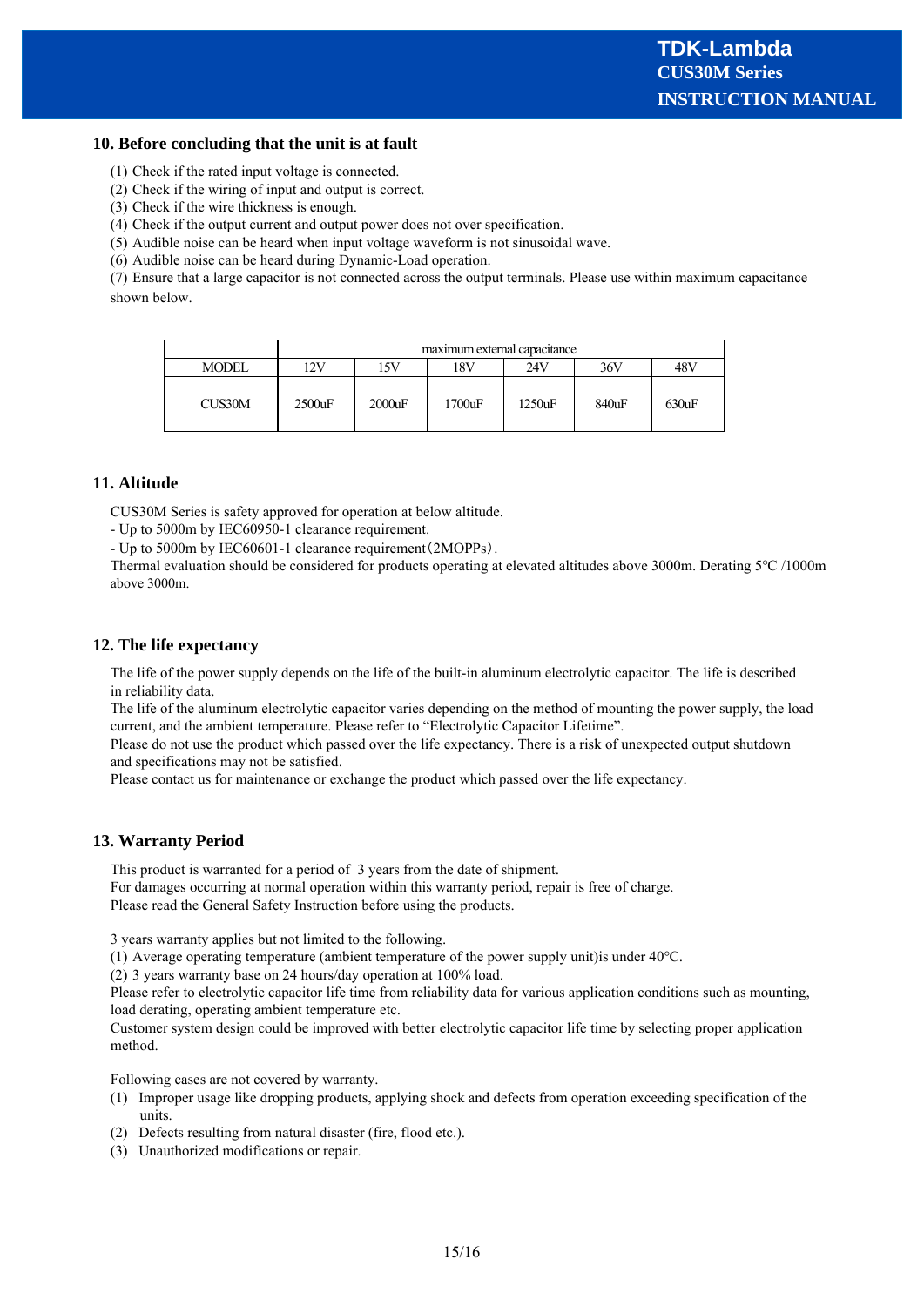## 10. Before concluding that the unit is at fault

(1) Check if the rated input voltage is connected.
(2) Check if the wiring of input and output is correct.
(3) Check if the wire thickness is enough.
(4) Check if the output current and output power does not over specification.
(5) Audible noise can be heard when input voltage waveform is not sinusoidal wave.
(6) Audible noise can be heard during Dynamic-Load operation.
(7) Ensure that a large capacitor is not connected across the output terminals. Please use within maximum capacitance shown below.

| | maximum external capacitance | | | | | |
|---|---|---|---|---|---|---|
| MODEL | 12V | 15V | 18V | 24V | 36V | 48V |
| CUS30M | 2500uF | 2000uF | 1700uF | 1250uF | 840uF | 630uF |

## 11. Altitude

CUS30M Series is safety approved for operation at below altitude.
- Up to 5000m by IEC60950-1 clearance requirement.
- Up to 5000m by IEC60601-1 clearance requirement（2MOPPs）.

Thermal evaluation should be considered for products operating at elevated altitudes above 3000m. Derating 5°C /1000m above 3000m.

## 12. The life expectancy

The life of the power supply depends on the life of the built-in aluminum electrolytic capacitor. The life is described in reliability data.
The life of the aluminum electrolytic capacitor varies depending on the method of mounting the power supply, the load current, and the ambient temperature. Please refer to "Electrolytic Capacitor Lifetime".
Please do not use the product which passed over the life expectancy. There is a risk of unexpected output shutdown and specifications may not be satisfied.
Please contact us for maintenance or exchange the product which passed over the life expectancy.

## 13. Warranty Period

This product is warranted for a period of 3 years from the date of shipment.
For damages occurring at normal operation within this warranty period, repair is free of charge.
Please read the General Safety Instruction before using the products.

3 years warranty applies but not limited to the following.
(1) Average operating temperature (ambient temperature of the power supply unit)is under 40°C.
(2) 3 years warranty base on 24 hours/day operation at 100% load.
Please refer to electrolytic capacitor life time from reliability data for various application conditions such as mounting, load derating, operating ambient temperature etc.
Customer system design could be improved with better electrolytic capacitor life time by selecting proper application method.

Following cases are not covered by warranty.

(1) Improper usage like dropping products, applying shock and defects from operation exceeding specification of the units.
(2) Defects resulting from natural disaster (fire, flood etc.).
(3) Unauthorized modifications or repair.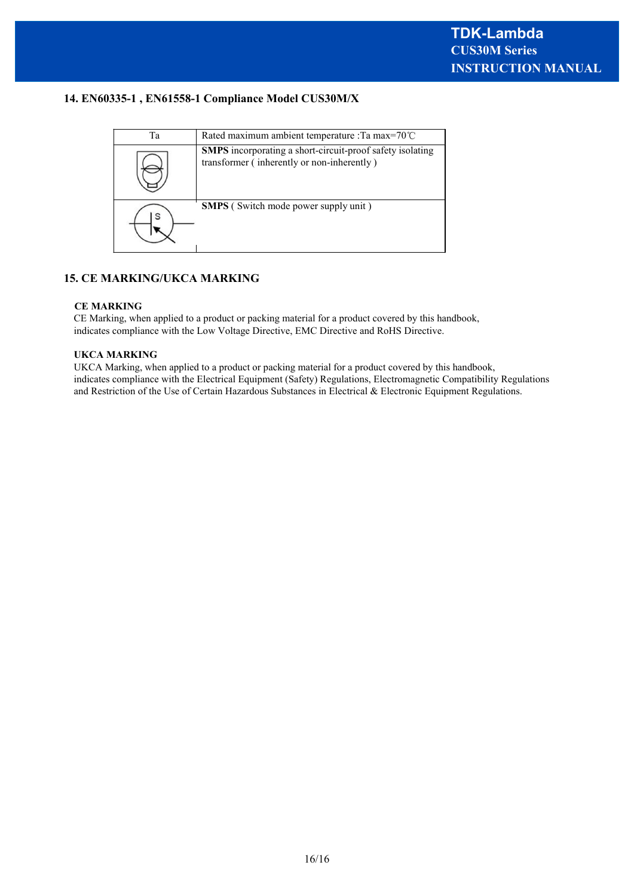## 14. EN60335-1 , EN61558-1 Compliance Model CUS30M/X

| | |
|---|---|
| Ta | Rated maximum ambient temperature :Ta max=70℃ |
| | **SMPS** incorporating a short-circuit-proof safety isolating transformer ( inherently or non-inherently ) |
| | **SMPS** ( Switch mode power supply unit ) |

## 15. CE MARKING/UKCA MARKING

### CE MARKING

CE Marking, when applied to a product or packing material for a product covered by this handbook, indicates compliance with the Low Voltage Directive, EMC Directive and RoHS Directive.

### UKCA MARKING

UKCA Marking, when applied to a product or packing material for a product covered by this handbook, indicates compliance with the Electrical Equipment (Safety) Regulations, Electromagnetic Compatibility Regulations and Restriction of the Use of Certain Hazardous Substances in Electrical & Electronic Equipment Regulations.